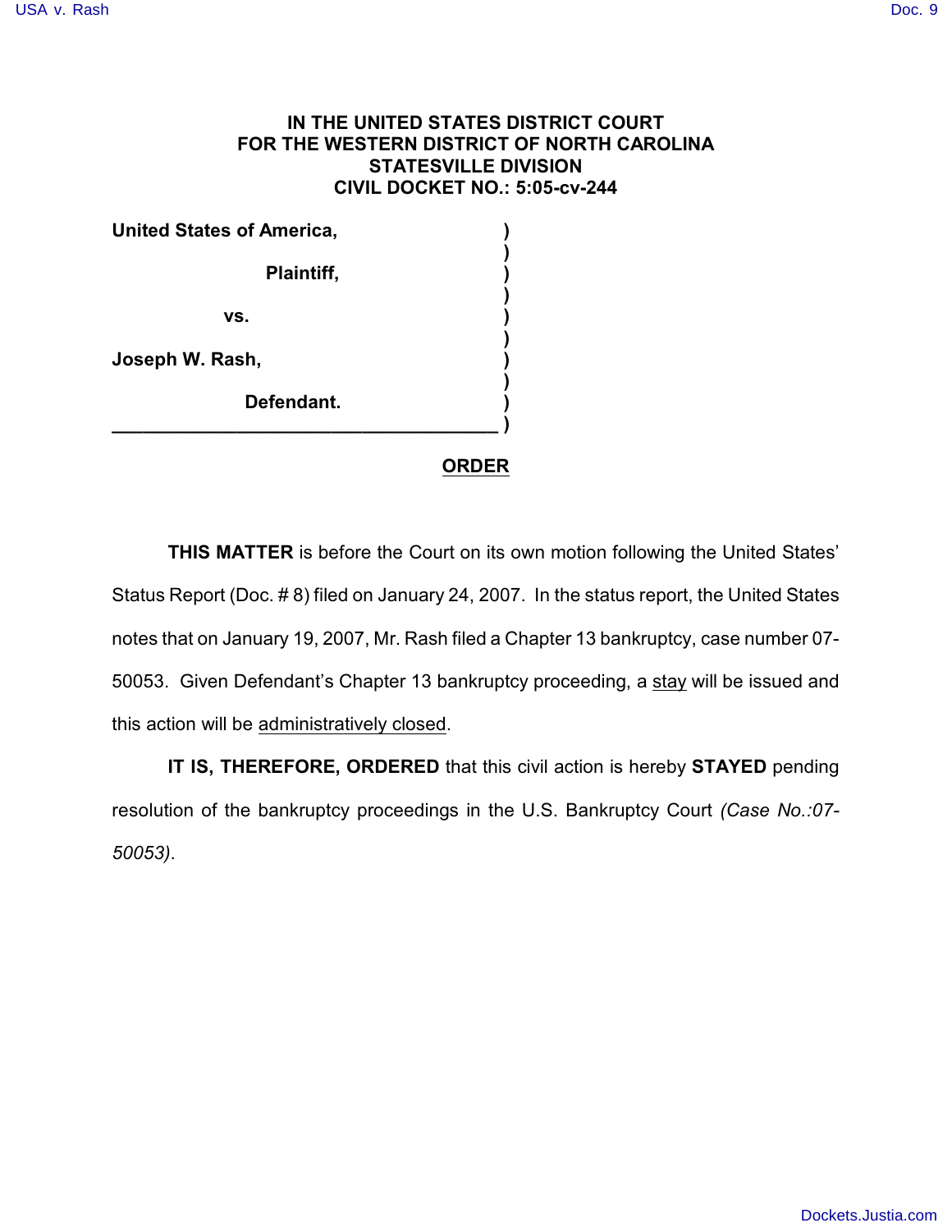**IN THE UNITED STATES DISTRICT COURT**
**FOR THE WESTERN DISTRICT OF NORTH CAROLINA**
**STATESVILLE DIVISION**
**CIVIL DOCKET NO.: 5:05-cv-244**

**United States of America,**

**Plaintiff,**

**vs.**

**Joseph W. Rash,**

**Defendant.**

## ORDER

**THIS MATTER** is before the Court on its own motion following the United States' Status Report (Doc. # 8) filed on January 24, 2007. In the status report, the United States notes that on January 19, 2007, Mr. Rash filed a Chapter 13 bankruptcy, case number 07-50053. Given Defendant's Chapter 13 bankruptcy proceeding, a stay will be issued and this action will be administratively closed.

**IT IS, THEREFORE, ORDERED** that this civil action is hereby **STAYED** pending resolution of the bankruptcy proceedings in the U.S. Bankruptcy Court *(Case No.:07-50053)*.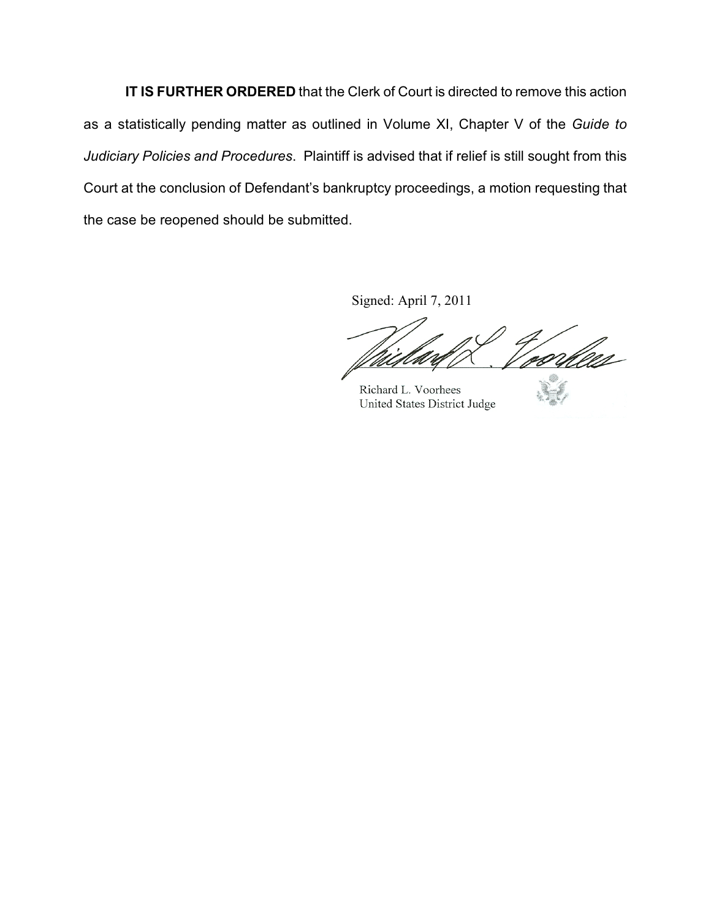**IT IS FURTHER ORDERED** that the Clerk of Court is directed to remove this action as a statistically pending matter as outlined in Volume XI, Chapter V of the *Guide to Judiciary Policies and Procedures*. Plaintiff is advised that if relief is still sought from this Court at the conclusion of Defendant's bankruptcy proceedings, a motion requesting that the case be reopened should be submitted.

Signed: April 7, 2011

Richard L. Voorhees
United States District Judge